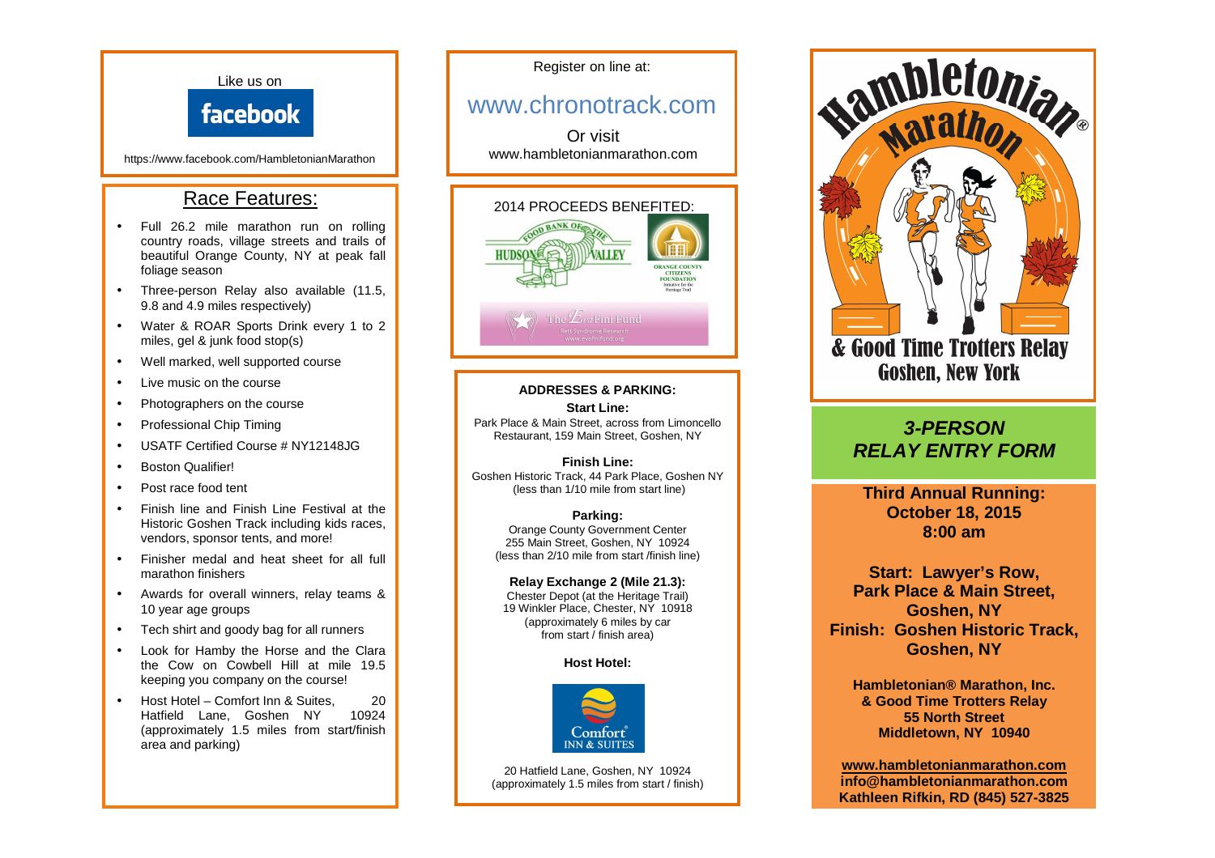Like us on

facebook

https://www.facebook.com/HambletonianMarathon

## Race Features:

- Full 26.2 mile marathon run on rolling country roads, village streets and trails of beautiful Orange County, NY at peak fall foliage season
- Three-person Relay also available (11.5, 9.8 and 4.9 miles respectively)
- Water & ROAR Sports Drink every 1 to 2 miles, gel & junk food stop(s)
- Well marked, well supported course
- Live music on the course
- Photographers on the course
- Professional Chip Timing
- USATF Certified Course # NY12148JG
- Boston Qualifier!
- Post race food tent
- Finish line and Finish Line Festival at the Historic Goshen Track including kids races, vendors, sponsor tents, and more!
- Finisher medal and heat sheet for all full marathon finishers
- Awards for overall winners, relay teams & 10 year age groups
- Tech shirt and goody bag for all runners
- Look for Hamby the Horse and the Clara the Cow on Cowbell Hill at mile 19.5 keeping you company on the course!
- Host Hotel – Comfort Inn & Suites, 20 Hatfield Lane, Goshen NY 10924 (approximately 1.5 miles from start/finish area and parking)

Register on line at:

www.chronotrack.com

Or visit

www.hambletonianmarathon.com

2014 PROCEEDS BENEFITED:

Food Bank of the Hudson Valley

Orange County Citizens Foundation – Initiative for the Heritage Trail

The EvaFini Fund – Rett Syndrome Research – www.evafinifund.org

**ADDRESSES & PARKING:**

**Start Line:**
Park Place & Main Street, across from Limoncello Restaurant, 159 Main Street, Goshen, NY

**Finish Line:**
Goshen Historic Track, 44 Park Place, Goshen NY (less than 1/10 mile from start line)

**Parking:**
Orange County Government Center
255 Main Street, Goshen, NY 10924
(less than 2/10 mile from start /finish line)

**Relay Exchange 2 (Mile 21.3):**
Chester Depot (at the Heritage Trail)
19 Winkler Place, Chester, NY 10918
(approximately 6 miles by car from start / finish area)

**Host Hotel:**

Comfort INN & SUITES

20 Hatfield Lane, Goshen, NY 10924
(approximately 1.5 miles from start / finish)

# Hambletonian® Marathon

## & Good Time Trotters Relay
## Goshen, New York

## *3-PERSON RELAY ENTRY FORM*

**Third Annual Running:**
**October 18, 2015**
**8:00 am**

**Start: Lawyer's Row, Park Place & Main Street, Goshen, NY**
**Finish: Goshen Historic Track, Goshen, NY**

**Hambleonian® Marathon, Inc.**
**& Good Time Trotters Relay**
**55 North Street**
**Middletown, NY 10940**

**www.hambletonianmarathon.com**
**info@hambletonianmarathon.com**
**Kathleen Rifkin, RD (845) 527-3825**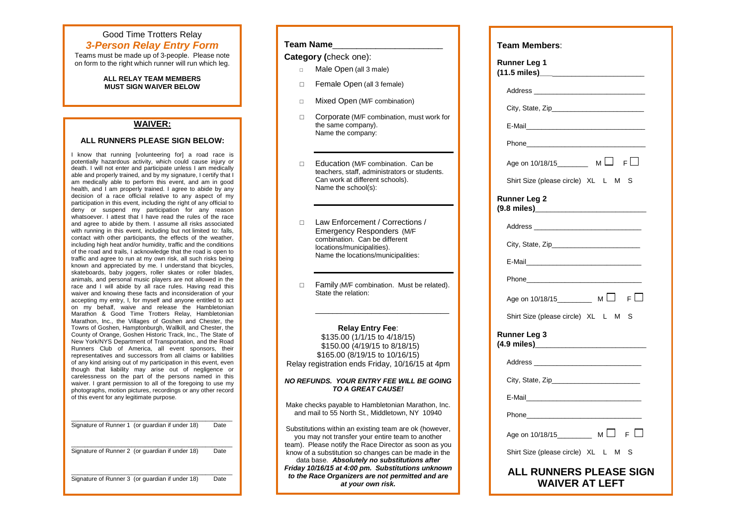Good Time Trotters Relay

## *3-Person Relay Entry Form*

Teams must be made up of 3-people. Please note on form to the right which runner will run which leg.

**ALL RELAY TEAM MEMBERS MUST SIGN WAIVER BELOW**

## WAIVER:

**ALL RUNNERS PLEASE SIGN BELOW:**

I know that running [volunteering for] a road race is potentially hazardous activity, which could cause injury or death. I will not enter and participate unless I am medically able and properly trained, and by my signature, I certify that I am medically able to perform this event, and am in good health, and I am properly trained. I agree to abide by any decision of a race official relative to any aspect of my participation in this event, including the right of any official to deny or suspend my participation for any reason whatsoever. I attest that I have read the rules of the race and agree to abide by them. I assume all risks associated with running in this event, including but not limited to: falls, contact with other participants, the effects of the weather, including high heat and/or humidity, traffic and the conditions of the road and trails, I acknowledge that the road is open to traffic and agree to run at my own risk, all such risks being known and appreciated by me. I understand that bicycles, skateboards, baby joggers, roller skates or roller blades, animals, and personal music players are not allowed in the race and I will abide by all race rules. Having read this waiver and knowing these facts and inconsideration of your accepting my entry, I, for myself and anyone entitled to act on my behalf, waive and release the Hambletonian Marathon & Good Time Trotters Relay, Hambletonian Marathon, Inc., the Villages of Goshen and Chester, the Towns of Goshen, Hamptonburgh, Wallkill, and Chester, the County of Orange, Goshen Historic Track, Inc., The State of New York/NYS Department of Transportation, and the Road Runners Club of America, all event sponsors, their representatives and successors from all claims or liabilities of any kind arising out of my participation in this event, even though that liability may arise out of negligence or carelessness on the part of the persons named in this waiver. I grant permission to all of the foregoing to use my photographs, motion pictures, recordings or any other record of this event for any legitimate purpose.

_______________________________________
Signature of Runner 1 (or guardian if under 18) Date

_______________________________________
Signature of Runner 2 (or guardian if under 18) Date

_______________________________________
Signature of Runner 3 (or guardian if under 18) Date

**Team Name**______________________

**Category (**check one):

- □ Male Open (all 3 male)
- □ Female Open (all 3 female)
- □ Mixed Open (M/F combination)
- □ Corporate (M/F combination, must work for the same company). Name the company:

  ______________________
- □ Education (M/F combination. Can be teachers, staff, administrators or students. Can work at different schools). Name the school(s):

  ______________________
- □ Law Enforcement / Corrections / Emergency Responders (M/F combination. Can be different locations/municipalities). Name the locations/municipalities:

  ______________________
- □ Family (M/F combination. Must be related). State the relation:

  ______________________

**Relay Entry Fee**:
$135.00 (1/1/15 to 4/18/15)
$150.00 (4/19/15 to 8/18/15)
$165.00 (8/19/15 to 10/16/15)
Relay registration ends Friday, 10/16/15 at 4pm

***NO REFUNDS. YOUR ENTRY FEE WILL BE GOING TO A GREAT CAUSE!***

Make checks payable to Hambletonian Marathon, Inc. and mail to 55 North St., Middletown, NY 10940

Substitutions within an existing team are ok (however, you may not transfer your entire team to another team). Please notify the Race Director as soon as you know of a substitution so changes can be made in the data base. ***Absolutely no substitutions after Friday 10/16/15 at 4:00 pm. Substitutions unknown to the Race Organizers are not permitted and are at your own risk.***

**Team Members**:

**Runner Leg 1**
**(11.5 miles)**______________________

Address ______________________

City, State, Zip______________________

E-Mail______________________

Phone______________________

Age on 10/18/15________ M □ F □

Shirt Size (please circle) XL L M S

**Runner Leg 2**
**(9.8 miles)**______________________

Address ______________________

City, State, Zip______________________

E-Mail______________________

Phone______________________

Age on 10/18/15________ M □ F □

Shirt Size (please circle) XL L M S

**Runner Leg 3**
**(4.9 miles)**______________________

Address ______________________

City, State, Zip______________________

E-Mail______________________

Phone______________________

Age on 10/18/15________ M □ F □

Shirt Size (please circle) XL L M S

## ALL RUNNERS PLEASE SIGN WAIVER AT LEFT